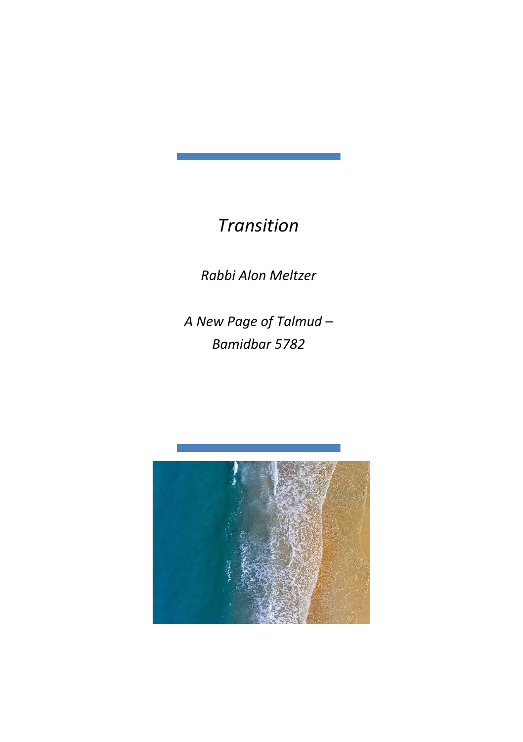# *Transition*

*Rabbi Alon Meltzer*

*A New Page of Talmud – Bamidbar 5782*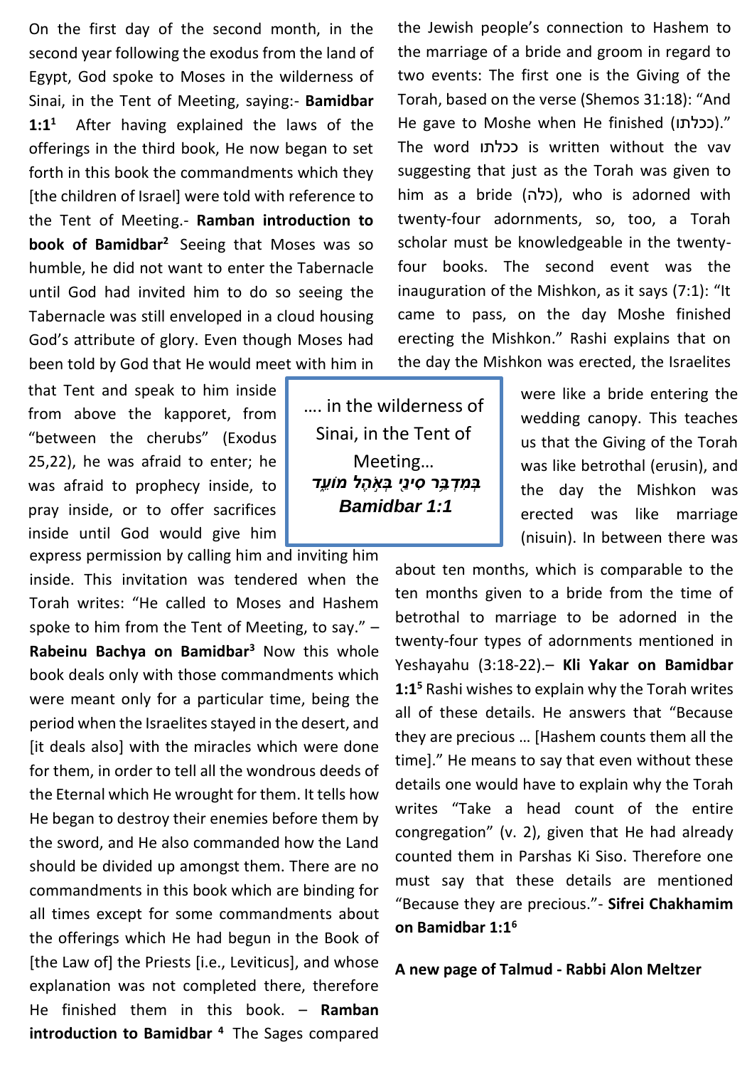On the first day of the second month, in the second year following the exodus from the land of Egypt, God spoke to Moses in the wilderness of Sinai, in the Tent of Meeting, saying:- **Bamidbar 1:1**[1] After having explained the laws of the offerings in the third book, He now began to set forth in this book the commandments which they [the children of Israel] were told with reference to the Tent of Meeting.- **Ramban introduction to book of Bamidbar**[2] Seeing that Moses was so humble, he did not want to enter the Tabernacle until God had invited him to do so seeing the Tabernacle was still enveloped in a cloud housing God's attribute of glory. Even though Moses had been told by God that He would meet with him in that Tent and speak to him inside from above the kapporet, from "between the cherubs" (Exodus 25,22), he was afraid to enter; he was afraid to prophecy inside, to pray inside, or to offer sacrifices inside until God would give him express permission by calling him and inviting him inside. This invitation was tendered when the Torah writes: "He called to Moses and Hashem spoke to him from the Tent of Meeting, to say." – **Rabeinu Bachya on Bamidbar**[3] Now this whole book deals only with those commandments which were meant only for a particular time, being the period when the Israelites stayed in the desert, and [it deals also] with the miracles which were done for them, in order to tell all the wondrous deeds of the Eternal which He wrought for them. It tells how He began to destroy their enemies before them by the sword, and He also commanded how the Land should be divided up amongst them. There are no commandments in this book which are binding for all times except for some commandments about the offerings which He had begun in the Book of [the Law of] the Priests [i.e., Leviticus], and whose explanation was not completed there, therefore He finished them in this book. – **Ramban introduction to Bamidbar**[4] The Sages compared the Jewish people's connection to Hashem to the marriage of a bride and groom in regard to two events: The first one is the Giving of the Torah, based on the verse (Shemos 31:18): "And He gave to Moshe when He finished (ככלתו)." The word ככלתו is written without the vav suggesting that just as the Torah was given to him as a bride (כלה), who is adorned with twenty-four adornments, so, too, a Torah scholar must be knowledgeable in the twenty-four books. The second event was the inauguration of the Mishkon, as it says (7:1): "It came to pass, on the day Moshe finished erecting the Mishkon." Rashi explains that on the day the Mishkon was erected, the Israelites were like a bride entering the wedding canopy. This teaches us that the Giving of the Torah was like betrothal (erusin), and the day the Mishkon was erected was like marriage (nisuin). In between there was about ten months, which is comparable to the ten months given to a bride from the time of betrothal to marriage to be adorned in the twenty-four types of adornments mentioned in Yeshayahu (3:18-22).– **Kli Yakar on Bamidbar 1:1**[5] Rashi wishes to explain why the Torah writes all of these details. He answers that "Because they are precious … [Hashem counts them all the time]." He means to say that even without these details one would have to explain why the Torah writes "Take a head count of the entire congregation" (v. 2), given that He had already counted them in Parshas Ki Siso. Therefore one must say that these details are mentioned "Because they are precious."- **Sifrei Chakhamim on Bamidbar 1:1**[6]

> …. in the wilderness of Sinai, in the Tent of Meeting…
> ***בְּמִדְבַּ֥ר סִינַ֖י בְּאֹ֣הֶל מוֹעֵ֑ד***
> ***Bamidbar 1:1***

**A new page of Talmud - Rabbi Alon Meltzer**